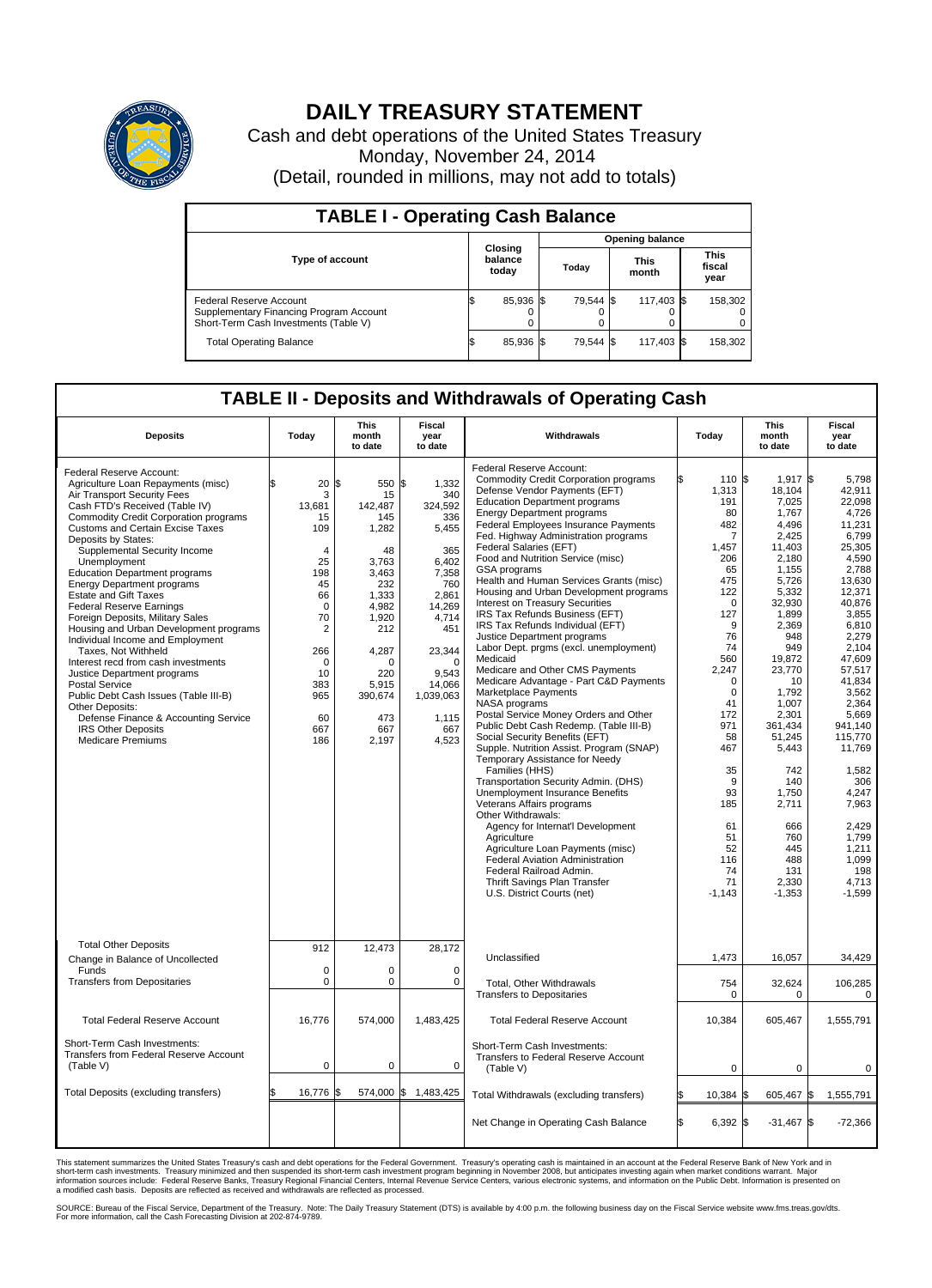# DAILY TREASURY STATEMENT

Cash and debt operations of the United States Treasury
Monday, November 24, 2014
(Detail, rounded in millions, may not add to totals)

## TABLE I - Operating Cash Balance

| Type of account | Closing balance today | Opening balance Today | Opening balance This month | Opening balance This fiscal year |
|---|---|---|---|---|
| Federal Reserve Account | $ 85,936 | $ 79,544 | $ 117,403 | $ 158,302 |
| Supplementary Financing Program Account | 0 | 0 | 0 | 0 |
| Short-Term Cash Investments (Table V) | 0 | 0 | 0 | 0 |
| Total Operating Balance | $ 85,936 | $ 79,544 | $ 117,403 | $ 158,302 |

## TABLE II - Deposits and Withdrawals of Operating Cash

| Deposits | Today | This month to date | Fiscal year to date |
|---|---|---|---|
| Federal Reserve Account: | | | |
| Agriculture Loan Repayments (misc) | $ 20 | $ 550 | $ 1,332 |
| Air Transport Security Fees | 3 | 15 | 340 |
| Cash FTD's Received (Table IV) | 13,681 | 142,487 | 324,592 |
| Commodity Credit Corporation programs | 15 | 145 | 336 |
| Customs and Certain Excise Taxes | 109 | 1,282 | 5,455 |
| Deposits by States: | | | |
| Supplemental Security Income | 4 | 48 | 365 |
| Unemployment | 25 | 3,763 | 6,402 |
| Education Department programs | 198 | 3,463 | 7,358 |
| Energy Department programs | 45 | 232 | 760 |
| Estate and Gift Taxes | 66 | 1,333 | 2,861 |
| Federal Reserve Earnings | 0 | 4,982 | 14,269 |
| Foreign Deposits, Military Sales | 70 | 1,920 | 4,714 |
| Housing and Urban Development programs | 2 | 212 | 451 |
| Individual Income and Employment Taxes, Not Withheld | 266 | 4,287 | 23,344 |
| Interest recd from cash investments | 0 | 0 | 0 |
| Justice Department programs | 10 | 220 | 9,543 |
| Postal Service | 383 | 5,915 | 14,066 |
| Public Debt Cash Issues (Table III-B) | 965 | 390,674 | 1,039,063 |
| Other Deposits: | | | |
| Defense Finance & Accounting Service | 60 | 473 | 1,115 |
| IRS Other Deposits | 667 | 667 | 667 |
| Medicare Premiums | 186 | 2,197 | 4,523 |
| Total Other Deposits | 912 | 12,473 | 28,172 |
| Change in Balance of Uncollected Funds | 0 | 0 | 0 |
| Transfers from Depositaries | 0 | 0 | 0 |
| Total Federal Reserve Account | 16,776 | 574,000 | 1,483,425 |
| Short-Term Cash Investments: Transfers from Federal Reserve Account (Table V) | 0 | 0 | 0 |
| Total Deposits (excluding transfers) | $ 16,776 | $ 574,000 | $ 1,483,425 |

| Withdrawals | Today | This month to date | Fiscal year to date |
|---|---|---|---|
| Federal Reserve Account: | | | |
| Commodity Credit Corporation programs | $ 110 | $ 1,917 | $ 5,798 |
| Defense Vendor Payments (EFT) | 1,313 | 18,104 | 42,911 |
| Education Department programs | 191 | 7,025 | 22,098 |
| Energy Department programs | 80 | 1,767 | 4,726 |
| Federal Employees Insurance Payments | 482 | 4,496 | 11,231 |
| Fed. Highway Administration programs | 7 | 2,425 | 6,799 |
| Federal Salaries (EFT) | 1,457 | 11,403 | 25,305 |
| Food and Nutrition Service (misc) | 206 | 2,180 | 4,590 |
| GSA programs | 65 | 1,155 | 2,788 |
| Health and Human Services Grants (misc) | 475 | 5,726 | 13,630 |
| Housing and Urban Development programs | 122 | 5,332 | 12,371 |
| Interest on Treasury Securities | 0 | 32,930 | 40,876 |
| IRS Tax Refunds Business (EFT) | 127 | 1,899 | 3,855 |
| IRS Tax Refunds Individual (EFT) | 9 | 2,369 | 6,810 |
| Justice Department programs | 76 | 948 | 2,279 |
| Labor Dept. prgms (excl. unemployment) | 74 | 949 | 2,104 |
| Medicaid | 560 | 19,872 | 47,609 |
| Medicare and Other CMS Payments | 2,247 | 23,770 | 57,517 |
| Medicare Advantage - Part C&D Payments | 0 | 10 | 41,834 |
| Marketplace Payments | 0 | 1,792 | 3,562 |
| NASA programs | 41 | 1,007 | 2,364 |
| Postal Service Money Orders and Other | 172 | 2,301 | 5,669 |
| Public Debt Cash Redemp. (Table III-B) | 971 | 361,434 | 941,140 |
| Social Security Benefits (EFT) | 58 | 51,245 | 115,770 |
| Supple. Nutrition Assist. Program (SNAP) | 467 | 5,443 | 11,769 |
| Temporary Assistance for Needy Families (HHS) | 35 | 742 | 1,582 |
| Transportation Security Admin. (DHS) | 9 | 140 | 306 |
| Unemployment Insurance Benefits | 93 | 1,750 | 4,247 |
| Veterans Affairs programs | 185 | 2,711 | 7,963 |
| Other Withdrawals: | | | |
| Agency for Internat'l Development | 61 | 666 | 2,429 |
| Agriculture | 51 | 760 | 1,799 |
| Agriculture Loan Payments (misc) | 52 | 445 | 1,211 |
| Federal Aviation Administration | 116 | 488 | 1,099 |
| Federal Railroad Admin. | 74 | 131 | 198 |
| Thrift Savings Plan Transfer | 71 | 2,330 | 4,713 |
| U.S. District Courts (net) | -1,143 | -1,353 | -1,599 |
| Unclassified | 1,473 | 16,057 | 34,429 |
| Total, Other Withdrawals | 754 | 32,624 | 106,285 |
| Transfers to Depositaries | 0 | 0 | 0 |
| Total Federal Reserve Account | 10,384 | 605,467 | 1,555,791 |
| Short-Term Cash Investments: Transfers to Federal Reserve Account (Table V) | 0 | 0 | 0 |
| Total Withdrawals (excluding transfers) | $ 10,384 | $ 605,467 | $ 1,555,791 |
| Net Change in Operating Cash Balance | $ 6,392 | $ -31,467 | $ -72,366 |

This statement summarizes the United States Treasury's cash and debt operations for the Federal Government. Treasury's operating cash is maintained in an account at the Federal Reserve Bank of New York and in short-term cash investments. Treasury minimized and then suspended its short-term cash investment program beginning in November 2008, but anticipates investing again when market conditions warrant. Major information sources include: Federal Reserve Banks, Treasury Regional Financial Centers, Internal Revenue Service Centers, various electronic systems, and information on the Public Debt. Information is presented on a modified cash basis. Deposits are reflected as received and withdrawals are reflected as processed.

SOURCE: Bureau of the Fiscal Service, Department of the Treasury. Note: The Daily Treasury Statement (DTS) is available by 4:00 p.m. the following business day on the Fiscal Service website www.fms.treas.gov/dts. For more information, call the Cash Forecasting Division at 202-874-9789.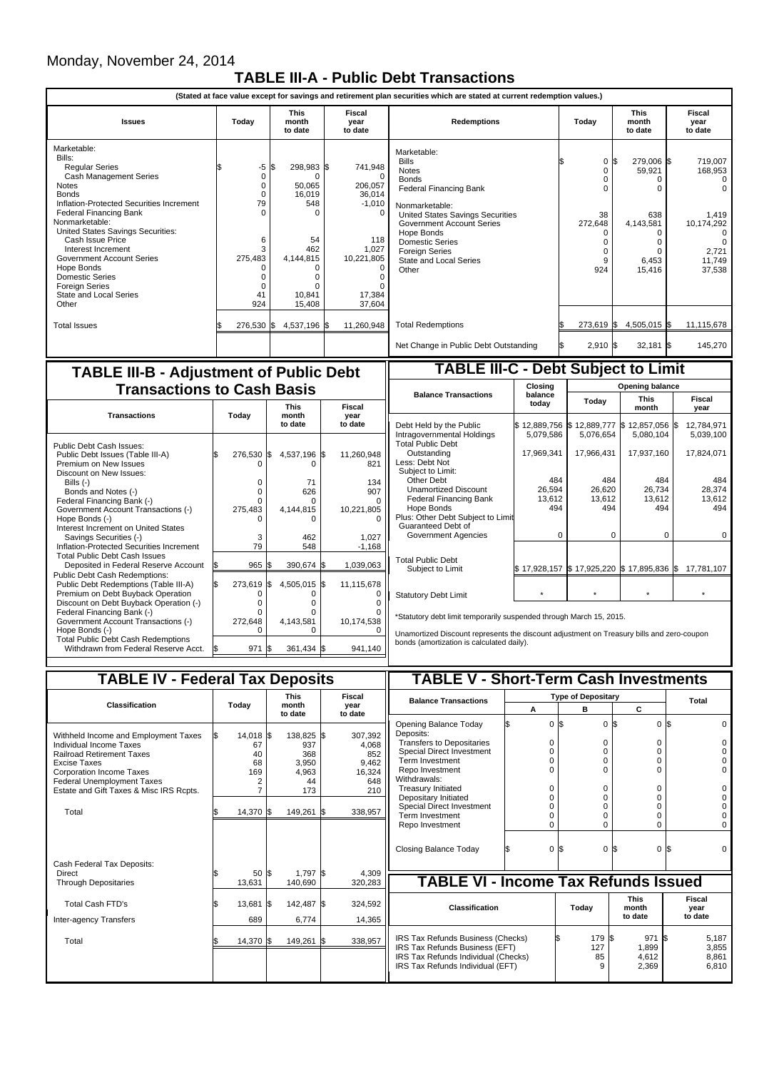Monday, November 24, 2014

# TABLE III-A - Public Debt Transactions

(Stated at face value except for savings and retirement plan securities which are stated at current redemption values.)

| Issues | Today | This month to date | Fiscal year to date |
|---|---|---|---|
| Marketable: | | | |
| Bills: | | | |
| Regular Series | $ -5 | $ 298,983 | $ 741,948 |
| Cash Management Series | 0 | 0 | 0 |
| Notes | 0 | 50,065 | 206,057 |
| Bonds | 0 | 16,019 | 36,014 |
| Inflation-Protected Securities Increment | 79 | 548 | -1,010 |
| Federal Financing Bank | 0 | 0 | 0 |
| Nonmarketable: | | | |
| United States Savings Securities: | | | |
| Cash Issue Price | 6 | 54 | 118 |
| Interest Increment | 3 | 462 | 1,027 |
| Government Account Series | 275,483 | 4,144,815 | 10,221,805 |
| Hope Bonds | 0 | 0 | 0 |
| Domestic Series | 0 | 0 | 0 |
| Foreign Series | 0 | 0 | 0 |
| State and Local Series | 41 | 10,841 | 17,384 |
| Other | 924 | 15,408 | 37,604 |
| Total Issues | $ 276,530 | $ 4,537,196 | $ 11,260,948 |

| Redemptions | Today | This month to date | Fiscal year to date |
|---|---|---|---|
| Marketable: | | | |
| Bills | $ 0 | $ 279,006 | $ 719,007 |
| Notes | 0 | 59,921 | 168,953 |
| Bonds | 0 | 0 | 0 |
| Federal Financing Bank | 0 | 0 | 0 |
| Nonmarketable: | | | |
| United States Savings Securities | 38 | 638 | 1,419 |
| Government Account Series | 272,648 | 4,143,581 | 10,174,292 |
| Hope Bonds | 0 | 0 | 0 |
| Domestic Series | 0 | 0 | 0 |
| Foreign Series | 0 | 0 | 2,721 |
| State and Local Series | 9 | 6,453 | 11,749 |
| Other | 924 | 15,416 | 37,538 |
| Total Redemptions | $ 273,619 | $ 4,505,015 | $ 11,115,678 |
| Net Change in Public Debt Outstanding | $ 2,910 | $ 32,181 | $ 145,270 |

# TABLE III-B - Adjustment of Public Debt Transactions to Cash Basis

| Transactions | Today | This month to date | Fiscal year to date |
|---|---|---|---|
| Public Debt Cash Issues: | | | |
| Public Debt Issues (Table III-A) | $ 276,530 | $ 4,537,196 | $ 11,260,948 |
| Premium on New Issues | 0 | 0 | 821 |
| Discount on New Issues: | | | |
| Bills (-) | 0 | 71 | 134 |
| Bonds and Notes (-) | 0 | 626 | 907 |
| Federal Financing Bank (-) | 0 | 0 | 0 |
| Government Account Transactions (-) | 275,483 | 4,144,815 | 10,221,805 |
| Hope Bonds (-) | 0 | 0 | 0 |
| Interest Increment on United States Savings Securities (-) | 3 | 462 | 1,027 |
| Inflation-Protected Securities Increment | 79 | 548 | -1,168 |
| Total Public Debt Cash Issues Deposited in Federal Reserve Account | $ 965 | $ 390,674 | $ 1,039,063 |
| Public Debt Cash Redemptions: | | | |
| Public Debt Redemptions (Table III-A) | $ 273,619 | $ 4,505,015 | $ 11,115,678 |
| Premium on Debt Buyback Operation | 0 | 0 | 0 |
| Discount on Debt Buyback Operation (-) | 0 | 0 | 0 |
| Federal Financing Bank (-) | 0 | 0 | 0 |
| Government Account Transactions (-) | 272,648 | 4,143,581 | 10,174,538 |
| Hope Bonds (-) | 0 | 0 | 0 |
| Total Public Debt Cash Redemptions Withdrawn from Federal Reserve Acct. | $ 971 | $ 361,434 | $ 941,140 |

# TABLE III-C - Debt Subject to Limit

| Balance Transactions | Closing balance today | Opening balance | | |
|---|---|---|---|---|
| | | Today | This month | Fiscal year |
| Debt Held by the Public | $ 12,889,756 | $ 12,889,777 | $ 12,857,056 | $ 12,784,971 |
| Intragovernmental Holdings | 5,079,586 | 5,076,654 | 5,080,104 | 5,039,100 |
| Total Public Debt Outstanding | 17,969,341 | 17,966,431 | 17,937,160 | 17,824,071 |
| Less: Debt Not Subject to Limit: | | | | |
| Other Debt | 484 | 484 | 484 | 484 |
| Unamortized Discount | 26,594 | 26,620 | 26,734 | 28,374 |
| Federal Financing Bank | 13,612 | 13,612 | 13,612 | 13,612 |
| Hope Bonds | 494 | 494 | 494 | 494 |
| Plus: Other Debt Subject to Limit | | | | |
| Guaranteed Debt of Government Agencies | 0 | 0 | 0 | 0 |
| Total Public Debt Subject to Limit | $ 17,928,157 | $ 17,925,220 | $ 17,895,836 | $ 17,781,107 |
| Statutory Debt Limit | * | * | * | * |

*Statutory debt limit temporarily suspended through March 15, 2015.

Unamortized Discount represents the discount adjustment on Treasury bills and zero-coupon bonds (amortization is calculated daily).

# TABLE IV - Federal Tax Deposits

| Classification | Today | This month to date | Fiscal year to date |
|---|---|---|---|
| Withheld Income and Employment Taxes | $ 14,018 | $ 138,825 | $ 307,392 |
| Individual Income Taxes | 67 | 937 | 4,068 |
| Railroad Retirement Taxes | 40 | 368 | 852 |
| Excise Taxes | 68 | 3,950 | 9,462 |
| Corporation Income Taxes | 169 | 4,963 | 16,324 |
| Federal Unemployment Taxes | 2 | 44 | 648 |
| Estate and Gift Taxes & Misc IRS Rcpts. | 7 | 173 | 210 |
| Total | $ 14,370 | $ 149,261 | $ 338,957 |
| Cash Federal Tax Deposits: | | | |
| Direct | $ 50 | $ 1,797 | $ 4,309 |
| Through Depositaries | 13,631 | 140,690 | 320,283 |
| Total Cash FTD's | $ 13,681 | $ 142,487 | $ 324,592 |
| Inter-agency Transfers | 689 | 6,774 | 14,365 |
| Total | $ 14,370 | $ 149,261 | $ 338,957 |

# TABLE V - Short-Term Cash Investments

| Balance Transactions | Type of Depositary | | | Total |
|---|---|---|---|---|
| | A | B | C | |
| Opening Balance Today | $ 0 | $ 0 | $ 0 | $ 0 |
| Deposits: | | | | |
| Transfers to Depositaries | 0 | 0 | 0 | 0 |
| Special Direct Investment | 0 | 0 | 0 | 0 |
| Term Investment | 0 | 0 | 0 | 0 |
| Repo Investment | 0 | 0 | 0 | 0 |
| Withdrawals: | | | | |
| Treasury Initiated | 0 | 0 | 0 | 0 |
| Depositary Initiated | 0 | 0 | 0 | 0 |
| Special Direct Investment | 0 | 0 | 0 | 0 |
| Term Investment | 0 | 0 | 0 | 0 |
| Repo Investment | 0 | 0 | 0 | 0 |
| Closing Balance Today | $ 0 | $ 0 | $ 0 | $ 0 |

# TABLE VI - Income Tax Refunds Issued

| Classification | Today | This month to date | Fiscal year to date |
|---|---|---|---|
| IRS Tax Refunds Business (Checks) | $ 179 | $ 971 | $ 5,187 |
| IRS Tax Refunds Business (EFT) | 127 | 1,899 | 3,855 |
| IRS Tax Refunds Individual (Checks) | 85 | 4,612 | 8,861 |
| IRS Tax Refunds Individual (EFT) | 9 | 2,369 | 6,810 |